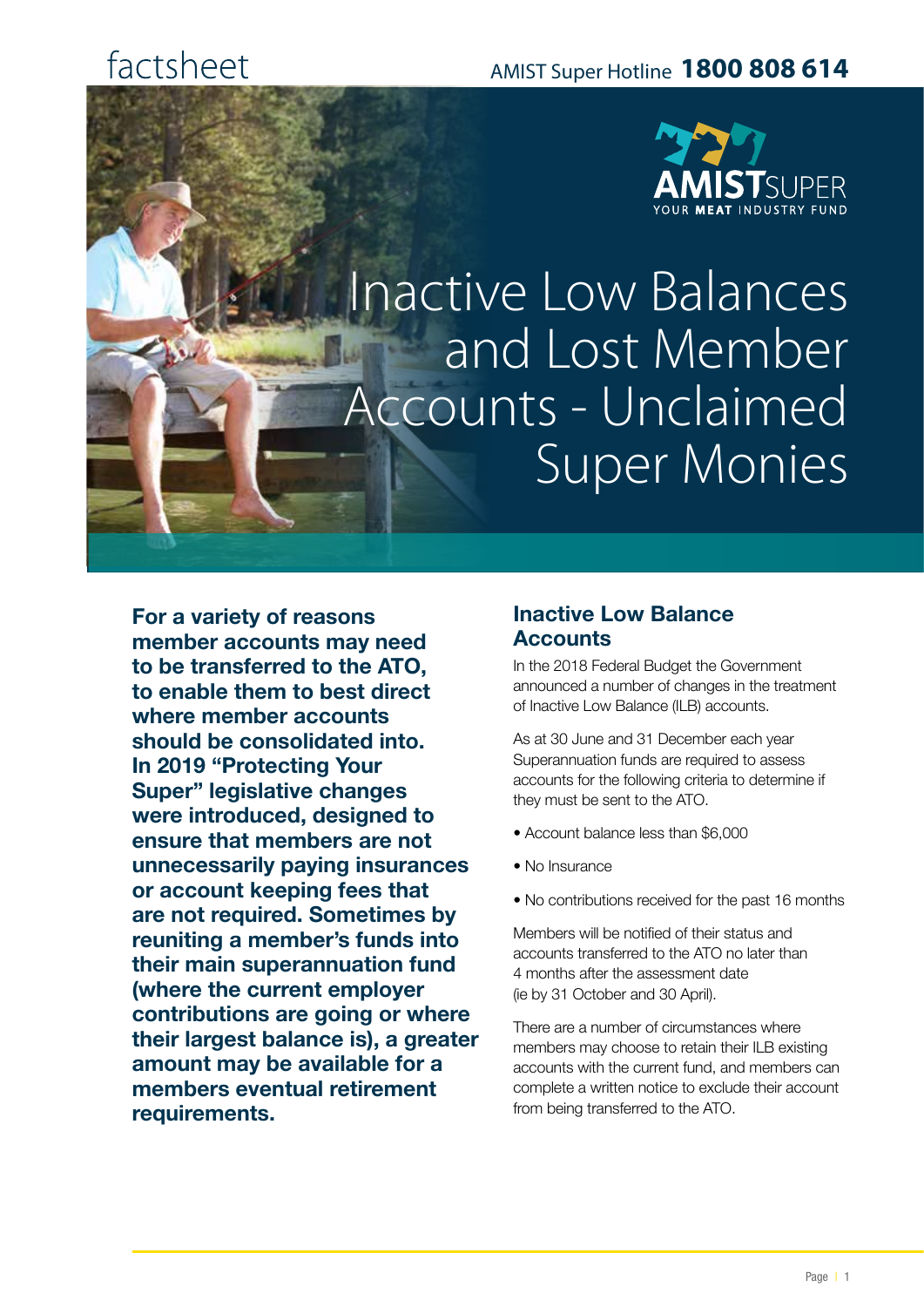factsheet

AMIST Super Hotline **1800 808 614**

AMIST SUPER
YOUR MEAT INDUSTRY FUND

# Inactive Low Balances and Lost Member Accounts - Unclaimed Super Monies

**For a variety of reasons member accounts may need to be transferred to the ATO, to enable them to best direct where member accounts should be consolidated into. In 2019 "Protecting Your Super" legislative changes were introduced, designed to ensure that members are not unnecessarily paying insurances or account keeping fees that are not required. Sometimes by reuniting a member's funds into their main superannuation fund (where the current employer contributions are going or where their largest balance is), a greater amount may be available for a members eventual retirement requirements.**

## Inactive Low Balance Accounts

In the 2018 Federal Budget the Government announced a number of changes in the treatment of Inactive Low Balance (ILB) accounts.

As at 30 June and 31 December each year Superannuation funds are required to assess accounts for the following criteria to determine if they must be sent to the ATO.

- Account balance less than $6,000
- No Insurance
- No contributions received for the past 16 months

Members will be notified of their status and accounts transferred to the ATO no later than 4 months after the assessment date (ie by 31 October and 30 April).

There are a number of circumstances where members may choose to retain their ILB existing accounts with the current fund, and members can complete a written notice to exclude their account from being transferred to the ATO.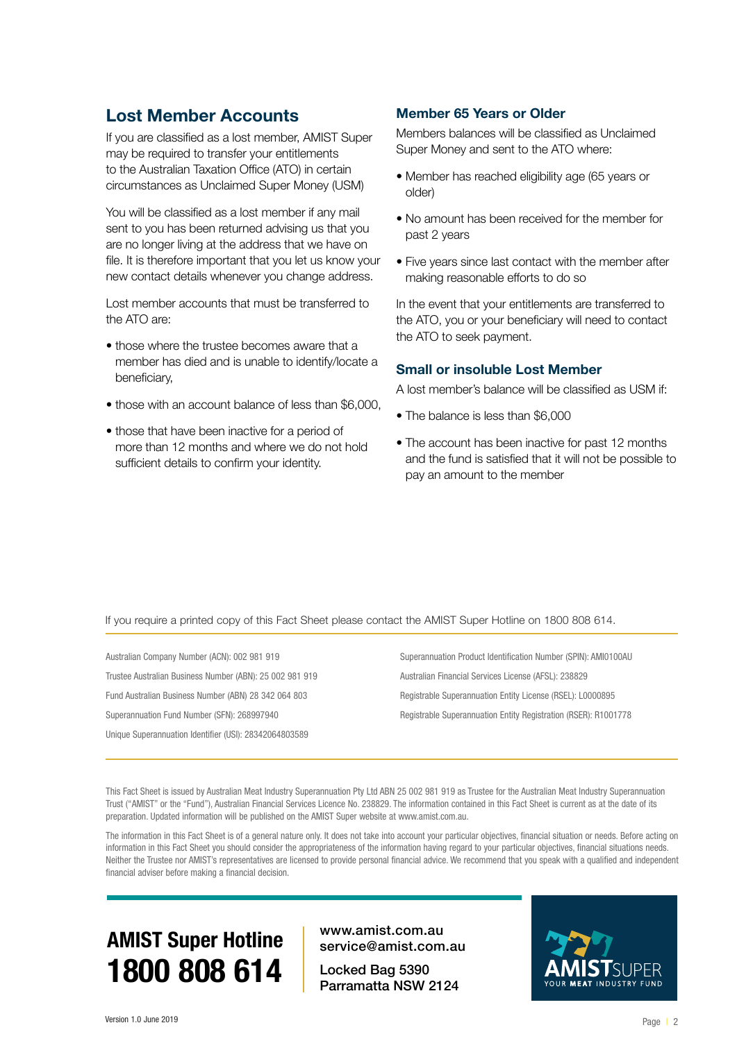## Lost Member Accounts

If you are classified as a lost member, AMIST Super may be required to transfer your entitlements to the Australian Taxation Office (ATO) in certain circumstances as Unclaimed Super Money (USM)

You will be classified as a lost member if any mail sent to you has been returned advising us that you are no longer living at the address that we have on file. It is therefore important that you let us know your new contact details whenever you change address.

Lost member accounts that must be transferred to the ATO are:

- those where the trustee becomes aware that a member has died and is unable to identify/locate a beneficiary,
- those with an account balance of less than $6,000,
- those that have been inactive for a period of more than 12 months and where we do not hold sufficient details to confirm your identity.

### Member 65 Years or Older

Members balances will be classified as Unclaimed Super Money and sent to the ATO where:

- Member has reached eligibility age (65 years or older)
- No amount has been received for the member for past 2 years
- Five years since last contact with the member after making reasonable efforts to do so

In the event that your entitlements are transferred to the ATO, you or your beneficiary will need to contact the ATO to seek payment.

### Small or insoluble Lost Member

A lost member's balance will be classified as USM if:

- The balance is less than $6,000
- The account has been inactive for past 12 months and the fund is satisfied that it will not be possible to pay an amount to the member

If you require a printed copy of this Fact Sheet please contact the AMIST Super Hotline on 1800 808 614.

Australian Company Number (ACN): 002 981 919

Trustee Australian Business Number (ABN): 25 002 981 919

Fund Australian Business Number (ABN) 28 342 064 803

Superannuation Fund Number (SFN): 268997940

Unique Superannuation Identifier (USI): 28342064803589

Superannuation Product Identification Number (SPIN): AMI0100AU

Australian Financial Services License (AFSL): 238829

Registrable Superannuation Entity License (RSEL): L0000895

Registrable Superannuation Entity Registration (RSER): R1001778

This Fact Sheet is issued by Australian Meat Industry Superannuation Pty Ltd ABN 25 002 981 919 as Trustee for the Australian Meat Industry Superannuation Trust ("AMIST" or the "Fund"), Australian Financial Services Licence No. 238829. The information contained in this Fact Sheet is current as at the date of its preparation. Updated information will be published on the AMIST Super website at www.amist.com.au.

The information in this Fact Sheet is of a general nature only. It does not take into account your particular objectives, financial situation or needs. Before acting on information in this Fact Sheet you should consider the appropriateness of the information having regard to your particular objectives, financial situations needs. Neither the Trustee nor AMIST's representatives are licensed to provide personal financial advice. We recommend that you speak with a qualified and independent financial adviser before making a financial decision.

**AMIST Super Hotline**
**1800 808 614**

www.amist.com.au
service@amist.com.au

Locked Bag 5390
Parramatta NSW 2124

AMIST SUPER
YOUR MEAT INDUSTRY FUND

Version 1.0 June 2019